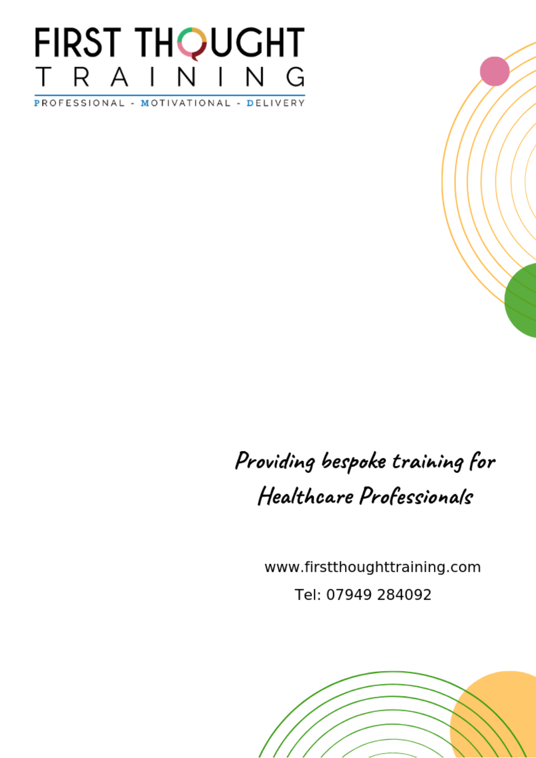# FIRST THOUGHT TRAINING

PROFESSIONAL - MOTIVATIONAL - DELIVERY

*Providing bespoke training for Healthcare Professionals*

www.firstthoughttraining.com

Tel: 07949 284092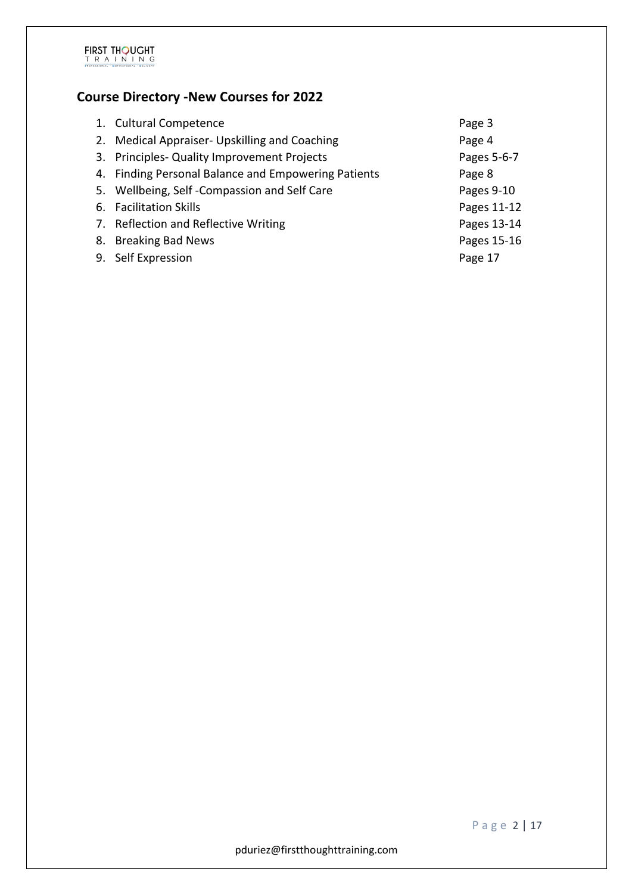FIRST THOUGHT TRAINING

## Course Directory -New Courses for 2022

| | |
|---|---|
| 1. Cultural Competence | Page 3 |
| 2. Medical Appraiser- Upskilling and Coaching | Page 4 |
| 3. Principles- Quality Improvement Projects | Pages 5-6-7 |
| 4. Finding Personal Balance and Empowering Patients | Page 8 |
| 5. Wellbeing, Self -Compassion and Self Care | Pages 9-10 |
| 6. Facilitation Skills | Pages 11-12 |
| 7. Reflection and Reflective Writing | Pages 13-14 |
| 8. Breaking Bad News | Pages 15-16 |
| 9. Self Expression | Page 17 |

pduriez@firstthoughttraining.com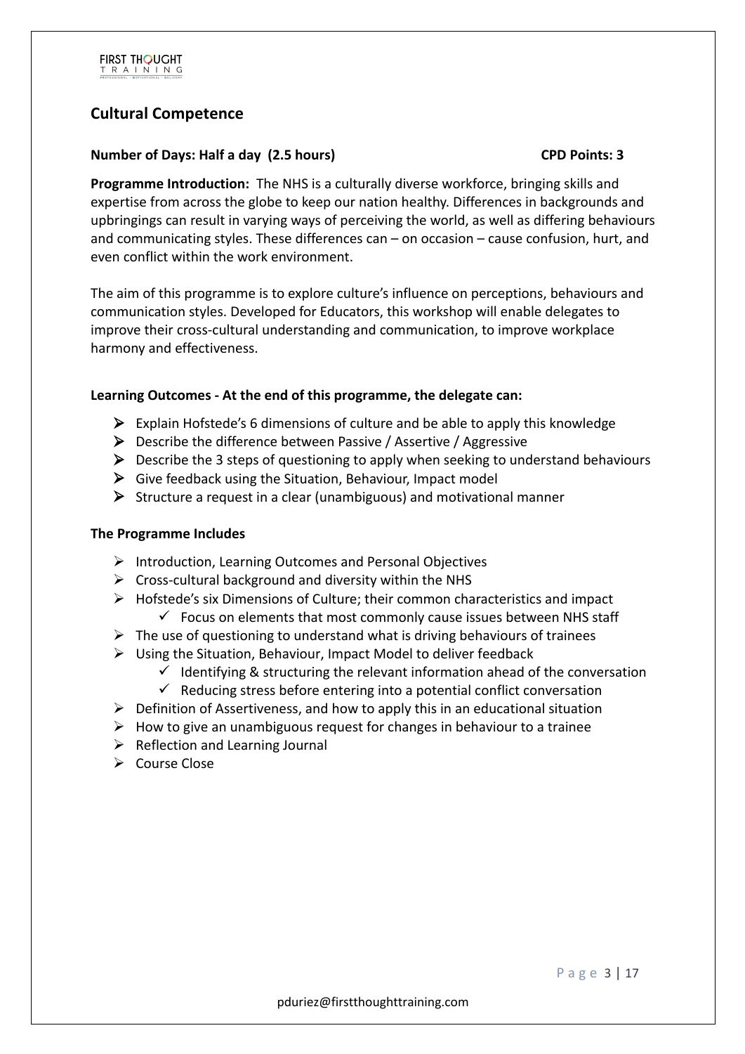## Cultural Competence

**Number of Days: Half a day (2.5 hours)** **CPD Points: 3**

**Programme Introduction:** The NHS is a culturally diverse workforce, bringing skills and expertise from across the globe to keep our nation healthy. Differences in backgrounds and upbringings can result in varying ways of perceiving the world, as well as differing behaviours and communicating styles. These differences can – on occasion – cause confusion, hurt, and even conflict within the work environment.

The aim of this programme is to explore culture's influence on perceptions, behaviours and communication styles. Developed for Educators, this workshop will enable delegates to improve their cross-cultural understanding and communication, to improve workplace harmony and effectiveness.

**Learning Outcomes - At the end of this programme, the delegate can:**

- Explain Hofstede's 6 dimensions of culture and be able to apply this knowledge
- Describe the difference between Passive / Assertive / Aggressive
- Describe the 3 steps of questioning to apply when seeking to understand behaviours
- Give feedback using the Situation, Behaviour, Impact model
- Structure a request in a clear (unambiguous) and motivational manner

**The Programme Includes**

- Introduction, Learning Outcomes and Personal Objectives
- Cross-cultural background and diversity within the NHS
- Hofstede's six Dimensions of Culture; their common characteristics and impact
  - Focus on elements that most commonly cause issues between NHS staff
- The use of questioning to understand what is driving behaviours of trainees
- Using the Situation, Behaviour, Impact Model to deliver feedback
  - Identifying & structuring the relevant information ahead of the conversation
  - Reducing stress before entering into a potential conflict conversation
- Definition of Assertiveness, and how to apply this in an educational situation
- How to give an unambiguous request for changes in behaviour to a trainee
- Reflection and Learning Journal
- Course Close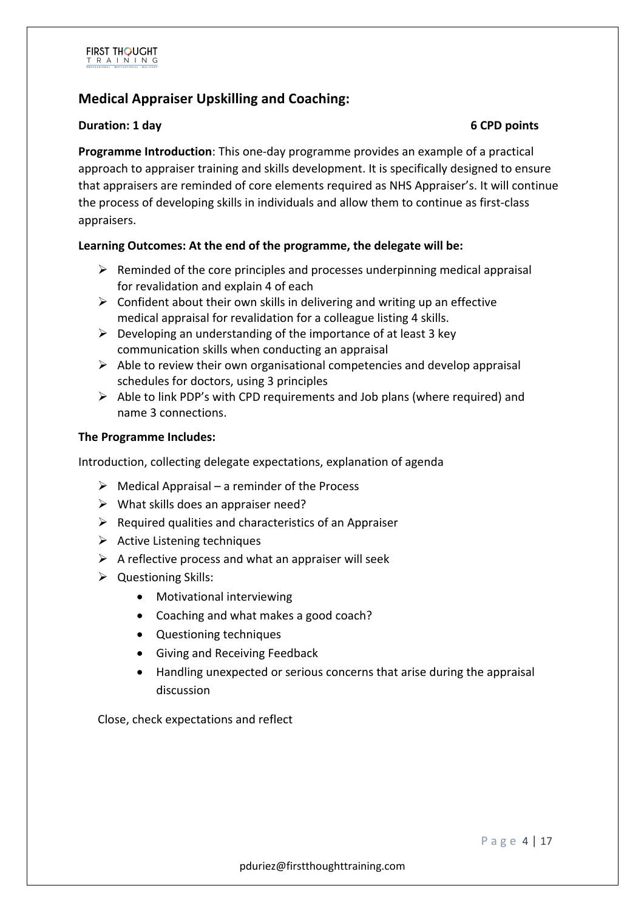## Medical Appraiser Upskilling and Coaching:

**Duration: 1 day** **6 CPD points**

**Programme Introduction**: This one-day programme provides an example of a practical approach to appraiser training and skills development. It is specifically designed to ensure that appraisers are reminded of core elements required as NHS Appraiser's. It will continue the process of developing skills in individuals and allow them to continue as first-class appraisers.

**Learning Outcomes: At the end of the programme, the delegate will be:**

- Reminded of the core principles and processes underpinning medical appraisal for revalidation and explain 4 of each
- Confident about their own skills in delivering and writing up an effective medical appraisal for revalidation for a colleague listing 4 skills.
- Developing an understanding of the importance of at least 3 key communication skills when conducting an appraisal
- Able to review their own organisational competencies and develop appraisal schedules for doctors, using 3 principles
- Able to link PDP's with CPD requirements and Job plans (where required) and name 3 connections.

**The Programme Includes:**

Introduction, collecting delegate expectations, explanation of agenda

- Medical Appraisal – a reminder of the Process
- What skills does an appraiser need?
- Required qualities and characteristics of an Appraiser
- Active Listening techniques
- A reflective process and what an appraiser will seek
- Questioning Skills:
  - Motivational interviewing
  - Coaching and what makes a good coach?
  - Questioning techniques
  - Giving and Receiving Feedback
  - Handling unexpected or serious concerns that arise during the appraisal discussion

Close, check expectations and reflect

pduriez@firstthoughttraining.com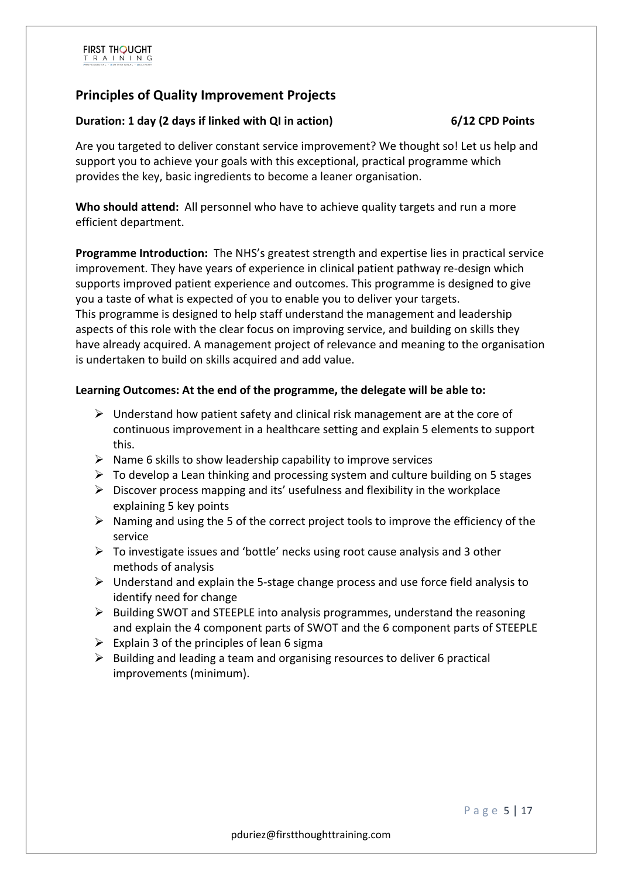## Principles of Quality Improvement Projects

**Duration: 1 day (2 days if linked with QI in action)** **6/12 CPD Points**

Are you targeted to deliver constant service improvement? We thought so! Let us help and support you to achieve your goals with this exceptional, practical programme which provides the key, basic ingredients to become a leaner organisation.

**Who should attend:** All personnel who have to achieve quality targets and run a more efficient department.

**Programme Introduction:** The NHS's greatest strength and expertise lies in practical service improvement. They have years of experience in clinical patient pathway re-design which supports improved patient experience and outcomes. This programme is designed to give you a taste of what is expected of you to enable you to deliver your targets.
This programme is designed to help staff understand the management and leadership aspects of this role with the clear focus on improving service, and building on skills they have already acquired. A management project of relevance and meaning to the organisation is undertaken to build on skills acquired and add value.

**Learning Outcomes: At the end of the programme, the delegate will be able to:**

- Understand how patient safety and clinical risk management are at the core of continuous improvement in a healthcare setting and explain 5 elements to support this.
- Name 6 skills to show leadership capability to improve services
- To develop a Lean thinking and processing system and culture building on 5 stages
- Discover process mapping and its' usefulness and flexibility in the workplace explaining 5 key points
- Naming and using the 5 of the correct project tools to improve the efficiency of the service
- To investigate issues and 'bottle' necks using root cause analysis and 3 other methods of analysis
- Understand and explain the 5-stage change process and use force field analysis to identify need for change
- Building SWOT and STEEPLE into analysis programmes, understand the reasoning and explain the 4 component parts of SWOT and the 6 component parts of STEEPLE
- Explain 3 of the principles of lean 6 sigma
- Building and leading a team and organising resources to deliver 6 practical improvements (minimum).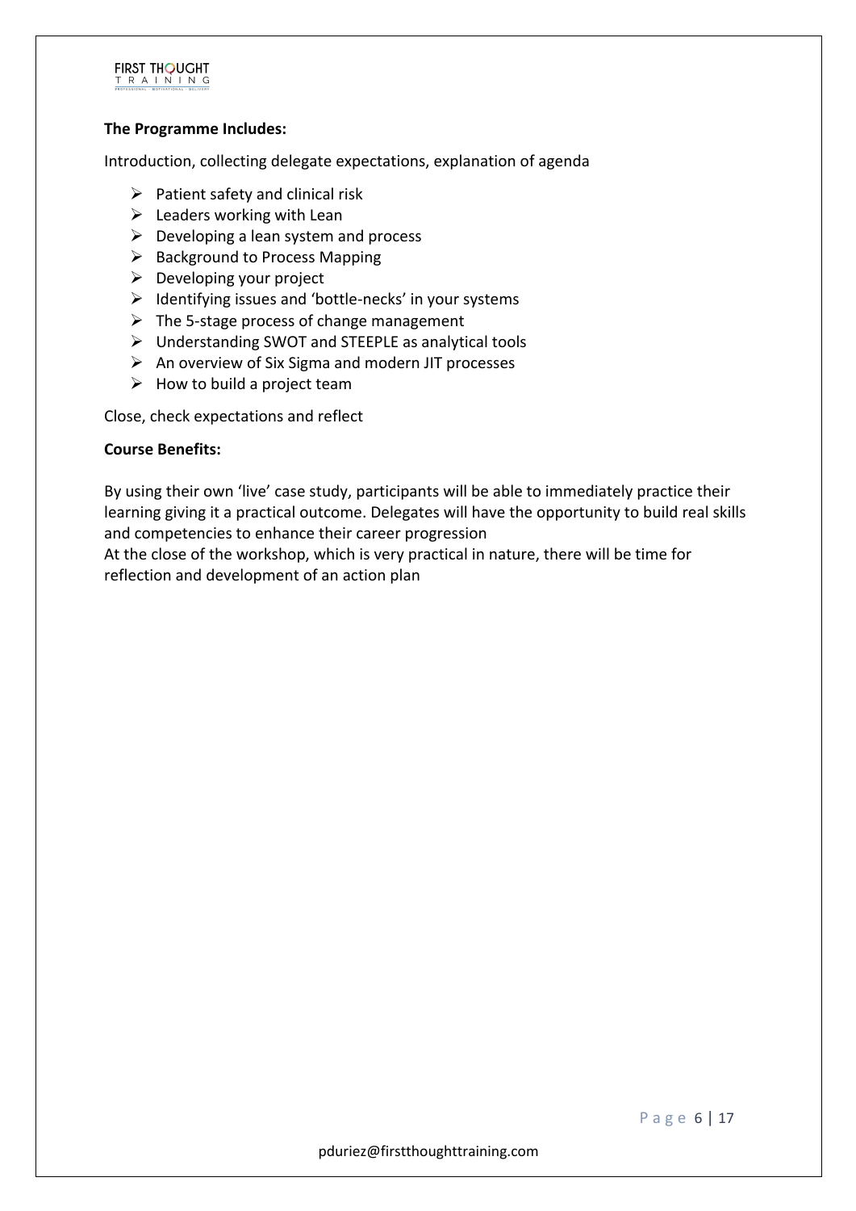**The Programme Includes:**

Introduction, collecting delegate expectations, explanation of agenda

- Patient safety and clinical risk
- Leaders working with Lean
- Developing a lean system and process
- Background to Process Mapping
- Developing your project
- Identifying issues and 'bottle-necks' in your systems
- The 5-stage process of change management
- Understanding SWOT and STEEPLE as analytical tools
- An overview of Six Sigma and modern JIT processes
- How to build a project team

Close, check expectations and reflect

**Course Benefits:**

By using their own 'live' case study, participants will be able to immediately practice their learning giving it a practical outcome. Delegates will have the opportunity to build real skills and competencies to enhance their career progression
At the close of the workshop, which is very practical in nature, there will be time for reflection and development of an action plan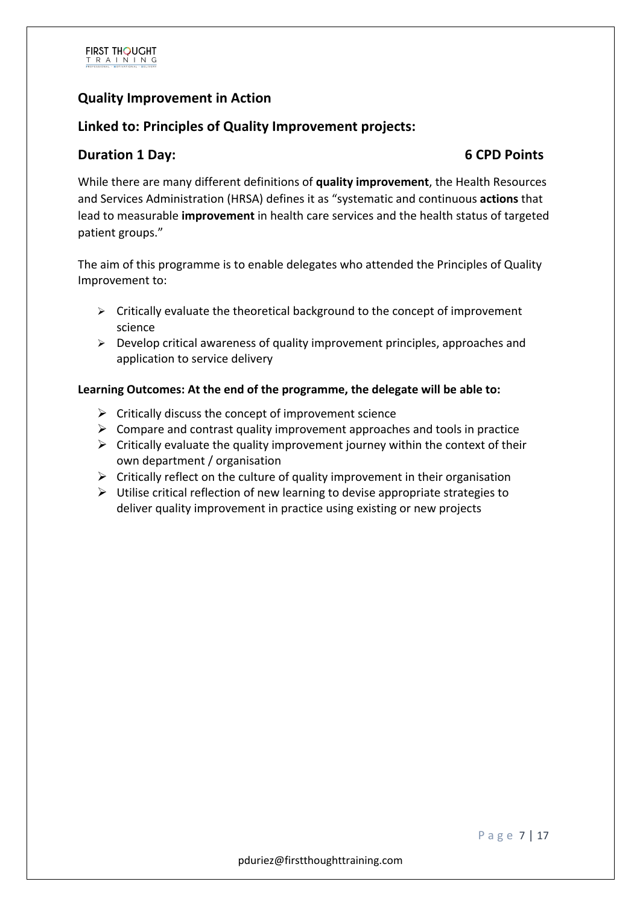## Quality Improvement in Action

## Linked to: Principles of Quality Improvement projects:

## Duration 1 Day: 6 CPD Points

While there are many different definitions of **quality improvement**, the Health Resources and Services Administration (HRSA) defines it as "systematic and continuous **actions** that lead to measurable **improvement** in health care services and the health status of targeted patient groups."

The aim of this programme is to enable delegates who attended the Principles of Quality Improvement to:

- Critically evaluate the theoretical background to the concept of improvement science
- Develop critical awareness of quality improvement principles, approaches and application to service delivery

**Learning Outcomes: At the end of the programme, the delegate will be able to:**

- Critically discuss the concept of improvement science
- Compare and contrast quality improvement approaches and tools in practice
- Critically evaluate the quality improvement journey within the context of their own department / organisation
- Critically reflect on the culture of quality improvement in their organisation
- Utilise critical reflection of new learning to devise appropriate strategies to deliver quality improvement in practice using existing or new projects

pduriez@firstthoughttraining.com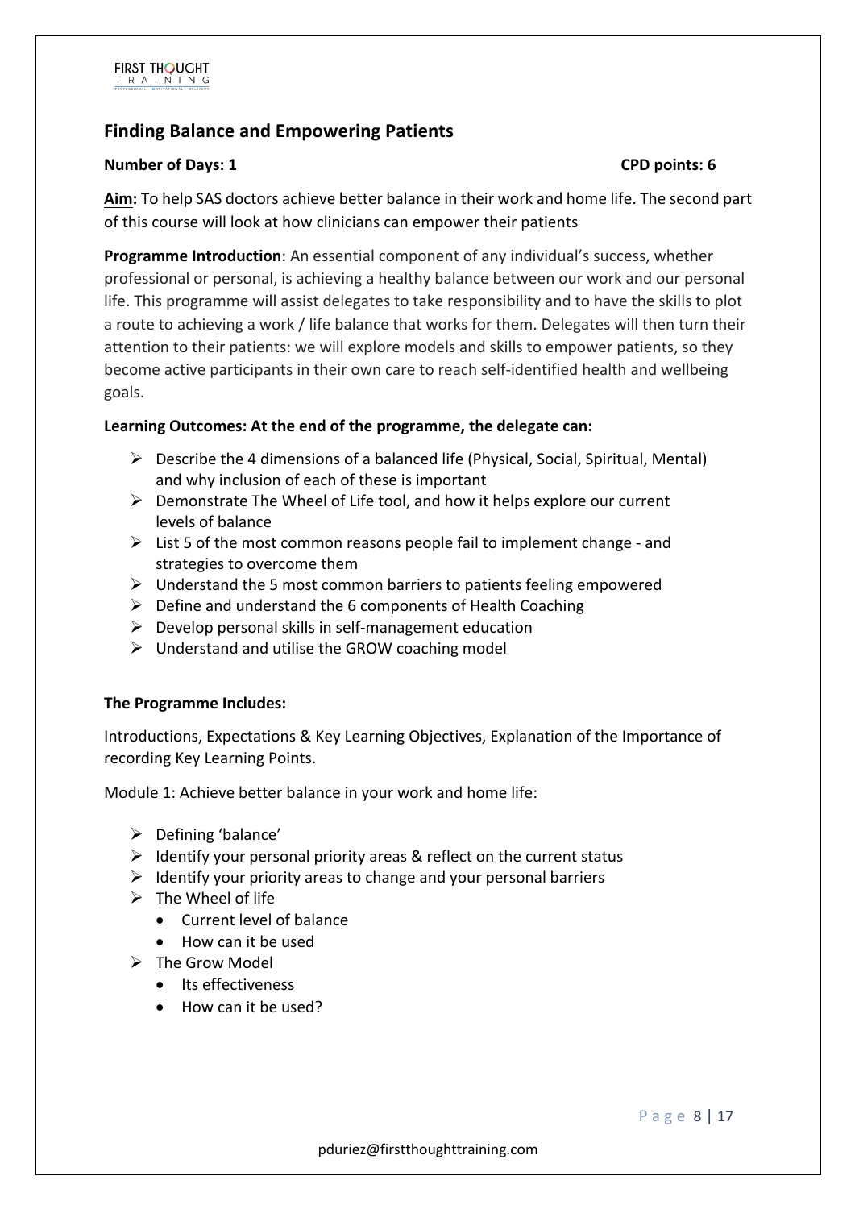## Finding Balance and Empowering Patients

**Number of Days: 1** **CPD points: 6**

**Aim:** To help SAS doctors achieve better balance in their work and home life. The second part of this course will look at how clinicians can empower their patients

**Programme Introduction**: An essential component of any individual's success, whether professional or personal, is achieving a healthy balance between our work and our personal life. This programme will assist delegates to take responsibility and to have the skills to plot a route to achieving a work / life balance that works for them. Delegates will then turn their attention to their patients: we will explore models and skills to empower patients, so they become active participants in their own care to reach self-identified health and wellbeing goals.

**Learning Outcomes: At the end of the programme, the delegate can:**

- Describe the 4 dimensions of a balanced life (Physical, Social, Spiritual, Mental) and why inclusion of each of these is important
- Demonstrate The Wheel of Life tool, and how it helps explore our current levels of balance
- List 5 of the most common reasons people fail to implement change - and strategies to overcome them
- Understand the 5 most common barriers to patients feeling empowered
- Define and understand the 6 components of Health Coaching
- Develop personal skills in self-management education
- Understand and utilise the GROW coaching model

**The Programme Includes:**

Introductions, Expectations & Key Learning Objectives, Explanation of the Importance of recording Key Learning Points.

Module 1: Achieve better balance in your work and home life:

- Defining 'balance'
- Identify your personal priority areas & reflect on the current status
- Identify your priority areas to change and your personal barriers
- The Wheel of life
  - Current level of balance
  - How can it be used
- The Grow Model
  - Its effectiveness
  - How can it be used?

pduriez@firstthoughttraining.com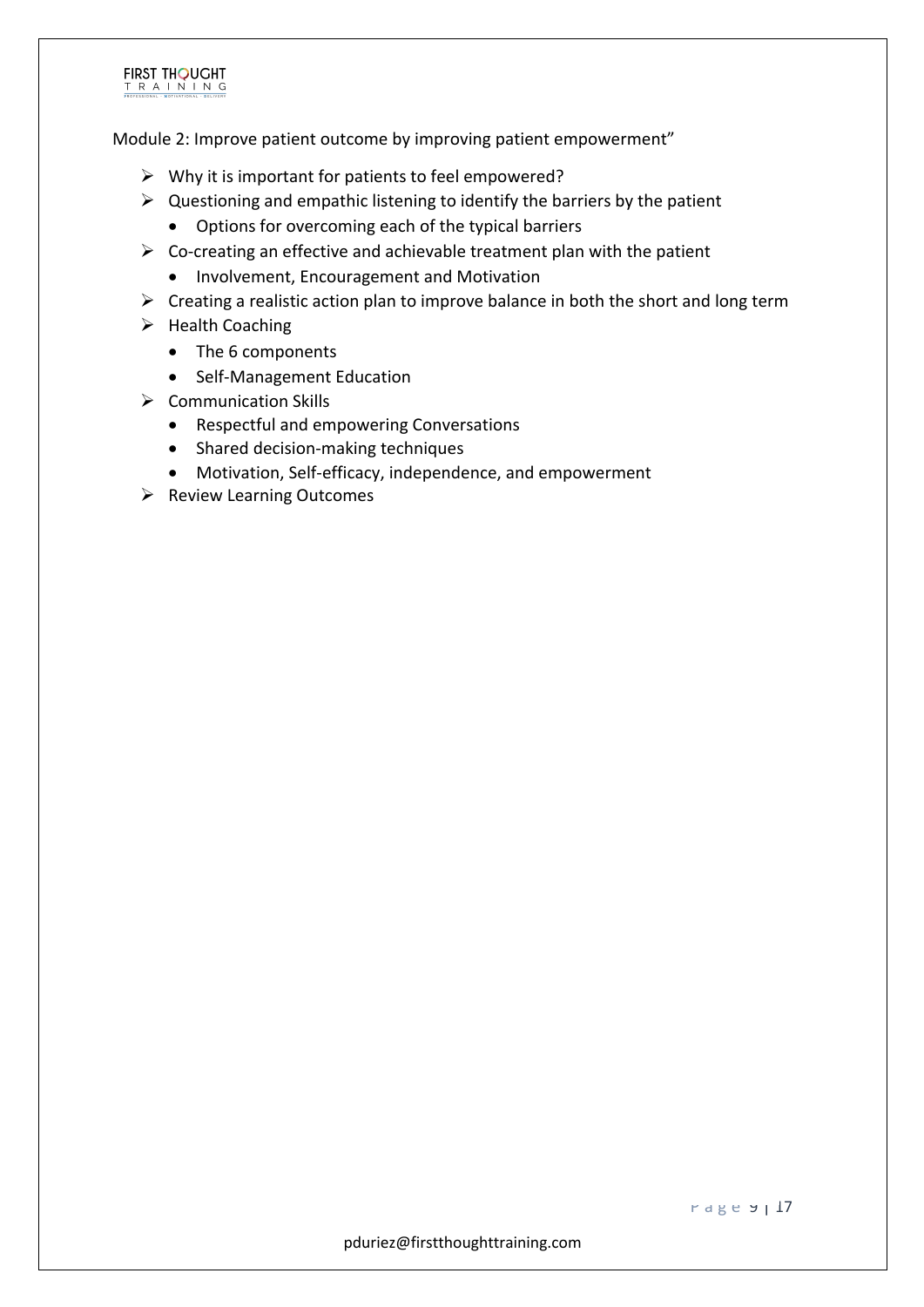Module 2: Improve patient outcome by improving patient empowerment"

- Why it is important for patients to feel empowered?
- Questioning and empathic listening to identify the barriers by the patient
  - Options for overcoming each of the typical barriers
- Co-creating an effective and achievable treatment plan with the patient
  - Involvement, Encouragement and Motivation
- Creating a realistic action plan to improve balance in both the short and long term
- Health Coaching
  - The 6 components
  - Self-Management Education
- Communication Skills
  - Respectful and empowering Conversations
  - Shared decision-making techniques
  - Motivation, Self-efficacy, independence, and empowerment
- Review Learning Outcomes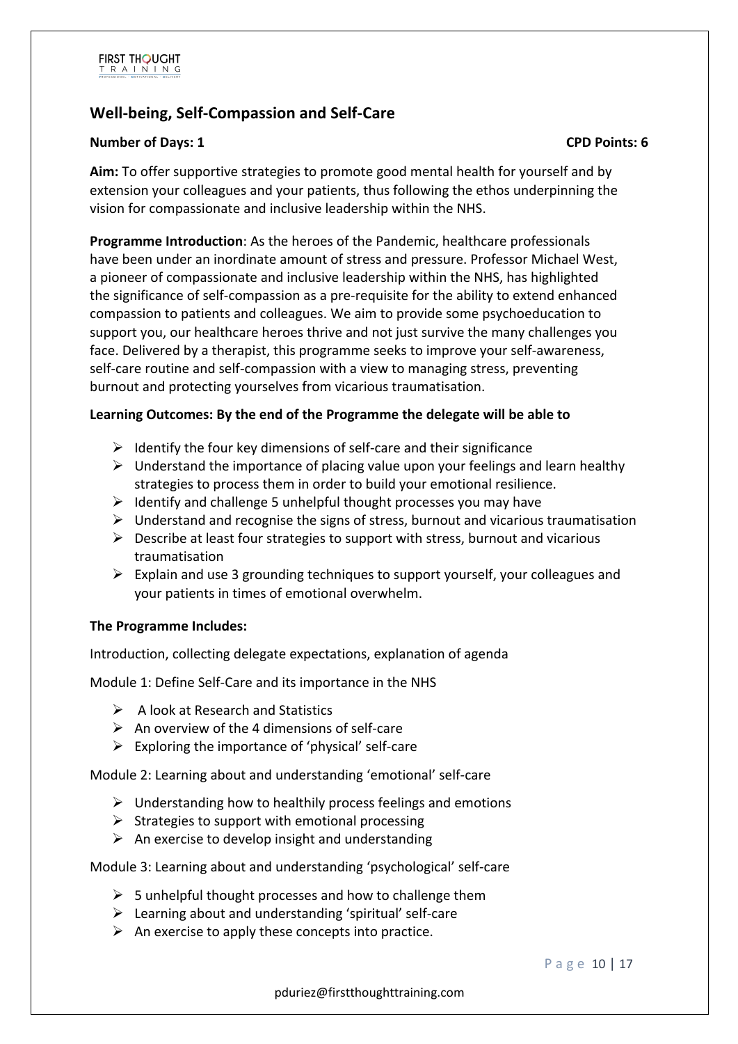## Well-being, Self-Compassion and Self-Care

**Number of Days: 1** **CPD Points: 6**

**Aim:** To offer supportive strategies to promote good mental health for yourself and by extension your colleagues and your patients, thus following the ethos underpinning the vision for compassionate and inclusive leadership within the NHS.

**Programme Introduction**: As the heroes of the Pandemic, healthcare professionals have been under an inordinate amount of stress and pressure. Professor Michael West, a pioneer of compassionate and inclusive leadership within the NHS, has highlighted the significance of self-compassion as a pre-requisite for the ability to extend enhanced compassion to patients and colleagues. We aim to provide some psychoeducation to support you, our healthcare heroes thrive and not just survive the many challenges you face. Delivered by a therapist, this programme seeks to improve your self-awareness, self-care routine and self-compassion with a view to managing stress, preventing burnout and protecting yourselves from vicarious traumatisation.

**Learning Outcomes: By the end of the Programme the delegate will be able to**

- Identify the four key dimensions of self-care and their significance
- Understand the importance of placing value upon your feelings and learn healthy strategies to process them in order to build your emotional resilience.
- Identify and challenge 5 unhelpful thought processes you may have
- Understand and recognise the signs of stress, burnout and vicarious traumatisation
- Describe at least four strategies to support with stress, burnout and vicarious traumatisation
- Explain and use 3 grounding techniques to support yourself, your colleagues and your patients in times of emotional overwhelm.

**The Programme Includes:**

Introduction, collecting delegate expectations, explanation of agenda

Module 1: Define Self-Care and its importance in the NHS

- A look at Research and Statistics
- An overview of the 4 dimensions of self-care
- Exploring the importance of 'physical' self-care

Module 2: Learning about and understanding 'emotional' self-care

- Understanding how to healthily process feelings and emotions
- Strategies to support with emotional processing
- An exercise to develop insight and understanding

Module 3: Learning about and understanding 'psychological' self-care

- 5 unhelpful thought processes and how to challenge them
- Learning about and understanding 'spiritual' self-care
- An exercise to apply these concepts into practice.

pduriez@firstthoughttraining.com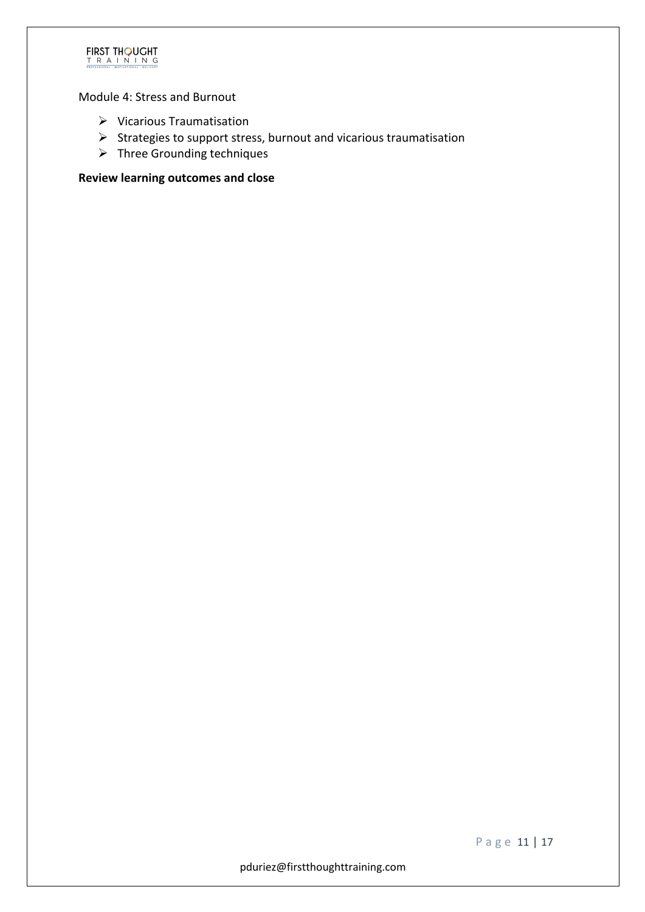Module 4: Stress and Burnout

- Vicarious Traumatisation
- Strategies to support stress, burnout and vicarious traumatisation
- Three Grounding techniques

**Review learning outcomes and close**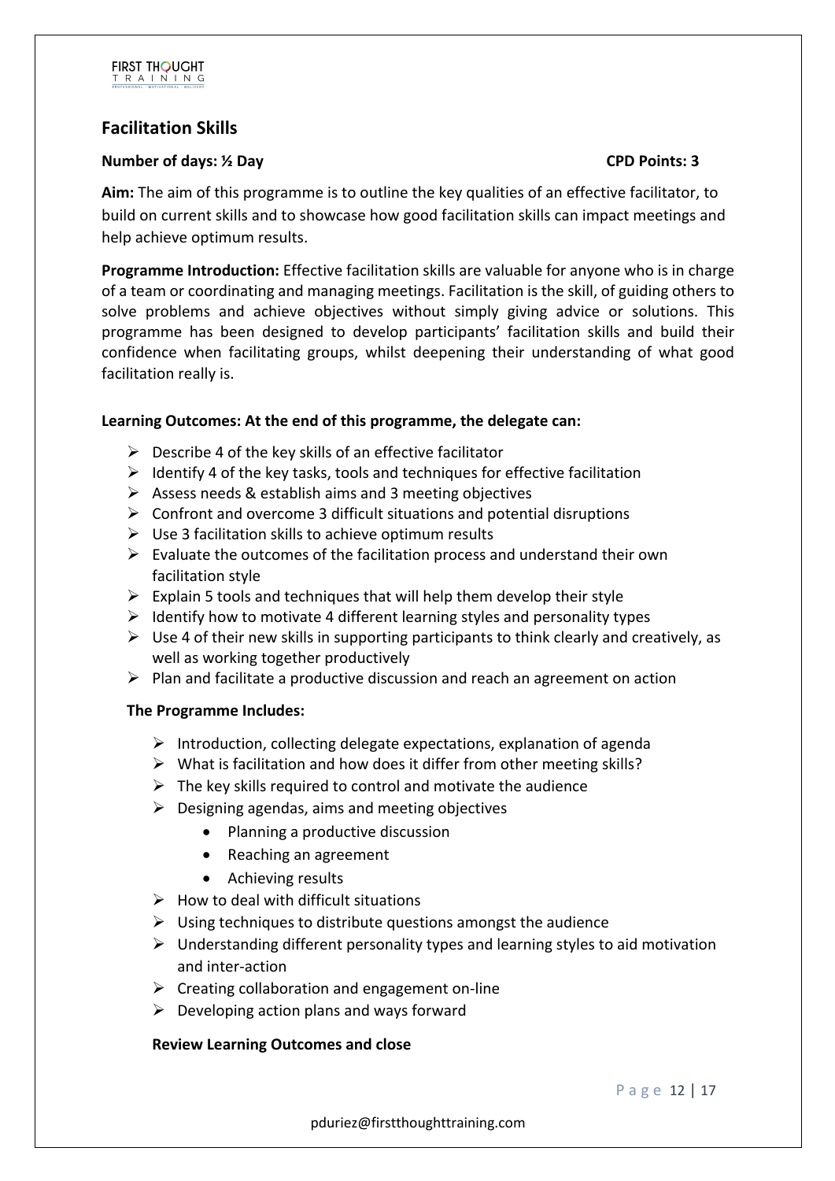## Facilitation Skills

**Number of days: ½ Day** **CPD Points: 3**

**Aim:** The aim of this programme is to outline the key qualities of an effective facilitator, to build on current skills and to showcase how good facilitation skills can impact meetings and help achieve optimum results.

**Programme Introduction:** Effective facilitation skills are valuable for anyone who is in charge of a team or coordinating and managing meetings. Facilitation is the skill, of guiding others to solve problems and achieve objectives without simply giving advice or solutions. This programme has been designed to develop participants' facilitation skills and build their confidence when facilitating groups, whilst deepening their understanding of what good facilitation really is.

**Learning Outcomes: At the end of this programme, the delegate can:**

- Describe 4 of the key skills of an effective facilitator
- Identify 4 of the key tasks, tools and techniques for effective facilitation
- Assess needs & establish aims and 3 meeting objectives
- Confront and overcome 3 difficult situations and potential disruptions
- Use 3 facilitation skills to achieve optimum results
- Evaluate the outcomes of the facilitation process and understand their own facilitation style
- Explain 5 tools and techniques that will help them develop their style
- Identify how to motivate 4 different learning styles and personality types
- Use 4 of their new skills in supporting participants to think clearly and creatively, as well as working together productively
- Plan and facilitate a productive discussion and reach an agreement on action

**The Programme Includes:**

- Introduction, collecting delegate expectations, explanation of agenda
- What is facilitation and how does it differ from other meeting skills?
- The key skills required to control and motivate the audience
- Designing agendas, aims and meeting objectives
  - Planning a productive discussion
  - Reaching an agreement
  - Achieving results
- How to deal with difficult situations
- Using techniques to distribute questions amongst the audience
- Understanding different personality types and learning styles to aid motivation and inter-action
- Creating collaboration and engagement on-line
- Developing action plans and ways forward

**Review Learning Outcomes and close**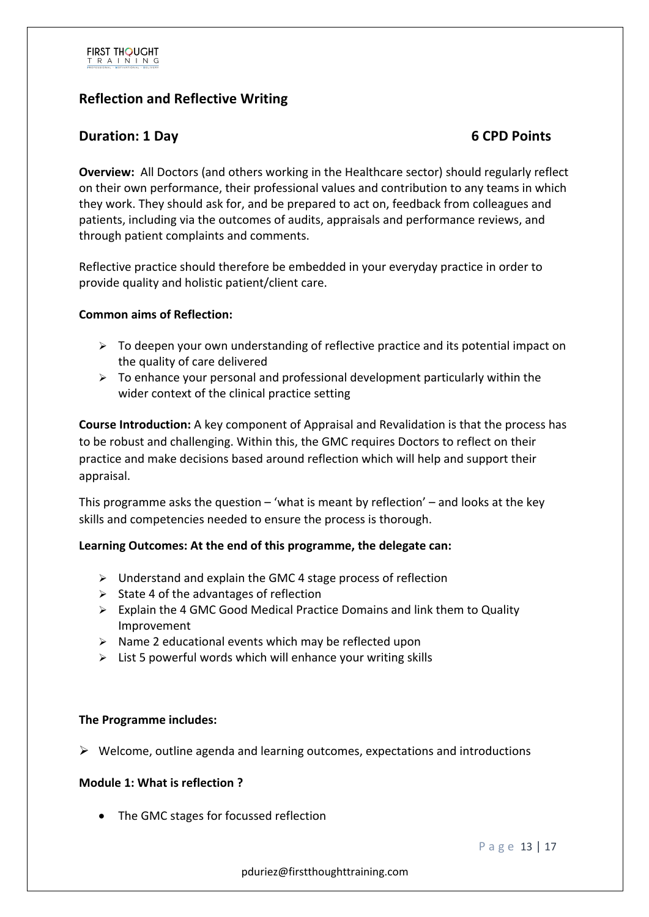## Reflection and Reflective Writing

**Duration: 1 Day** **6 CPD Points**

**Overview:** All Doctors (and others working in the Healthcare sector) should regularly reflect on their own performance, their professional values and contribution to any teams in which they work. They should ask for, and be prepared to act on, feedback from colleagues and patients, including via the outcomes of audits, appraisals and performance reviews, and through patient complaints and comments.

Reflective practice should therefore be embedded in your everyday practice in order to provide quality and holistic patient/client care.

**Common aims of Reflection:**

- To deepen your own understanding of reflective practice and its potential impact on the quality of care delivered
- To enhance your personal and professional development particularly within the wider context of the clinical practice setting

**Course Introduction:** A key component of Appraisal and Revalidation is that the process has to be robust and challenging. Within this, the GMC requires Doctors to reflect on their practice and make decisions based around reflection which will help and support their appraisal.

This programme asks the question – 'what is meant by reflection' – and looks at the key skills and competencies needed to ensure the process is thorough.

**Learning Outcomes: At the end of this programme, the delegate can:**

- Understand and explain the GMC 4 stage process of reflection
- State 4 of the advantages of reflection
- Explain the 4 GMC Good Medical Practice Domains and link them to Quality Improvement
- Name 2 educational events which may be reflected upon
- List 5 powerful words which will enhance your writing skills

**The Programme includes:**

- Welcome, outline agenda and learning outcomes, expectations and introductions

**Module 1: What is reflection ?**

- The GMC stages for focussed reflection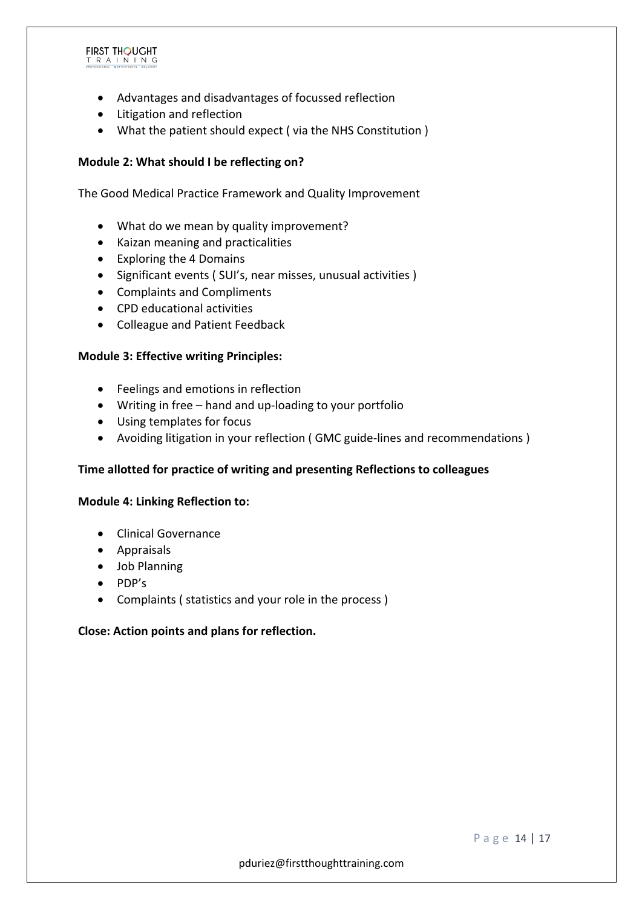- Advantages and disadvantages of focussed reflection
- Litigation and reflection
- What the patient should expect ( via the NHS Constitution )

**Module 2: What should I be reflecting on?**

The Good Medical Practice Framework and Quality Improvement

- What do we mean by quality improvement?
- Kaizan meaning and practicalities
- Exploring the 4 Domains
- Significant events ( SUI's, near misses, unusual activities )
- Complaints and Compliments
- CPD educational activities
- Colleague and Patient Feedback

**Module 3: Effective writing Principles:**

- Feelings and emotions in reflection
- Writing in free – hand and up-loading to your portfolio
- Using templates for focus
- Avoiding litigation in your reflection ( GMC guide-lines and recommendations )

**Time allotted for practice of writing and presenting Reflections to colleagues**

**Module 4: Linking Reflection to:**

- Clinical Governance
- Appraisals
- Job Planning
- PDP's
- Complaints ( statistics and your role in the process )

**Close: Action points and plans for reflection.**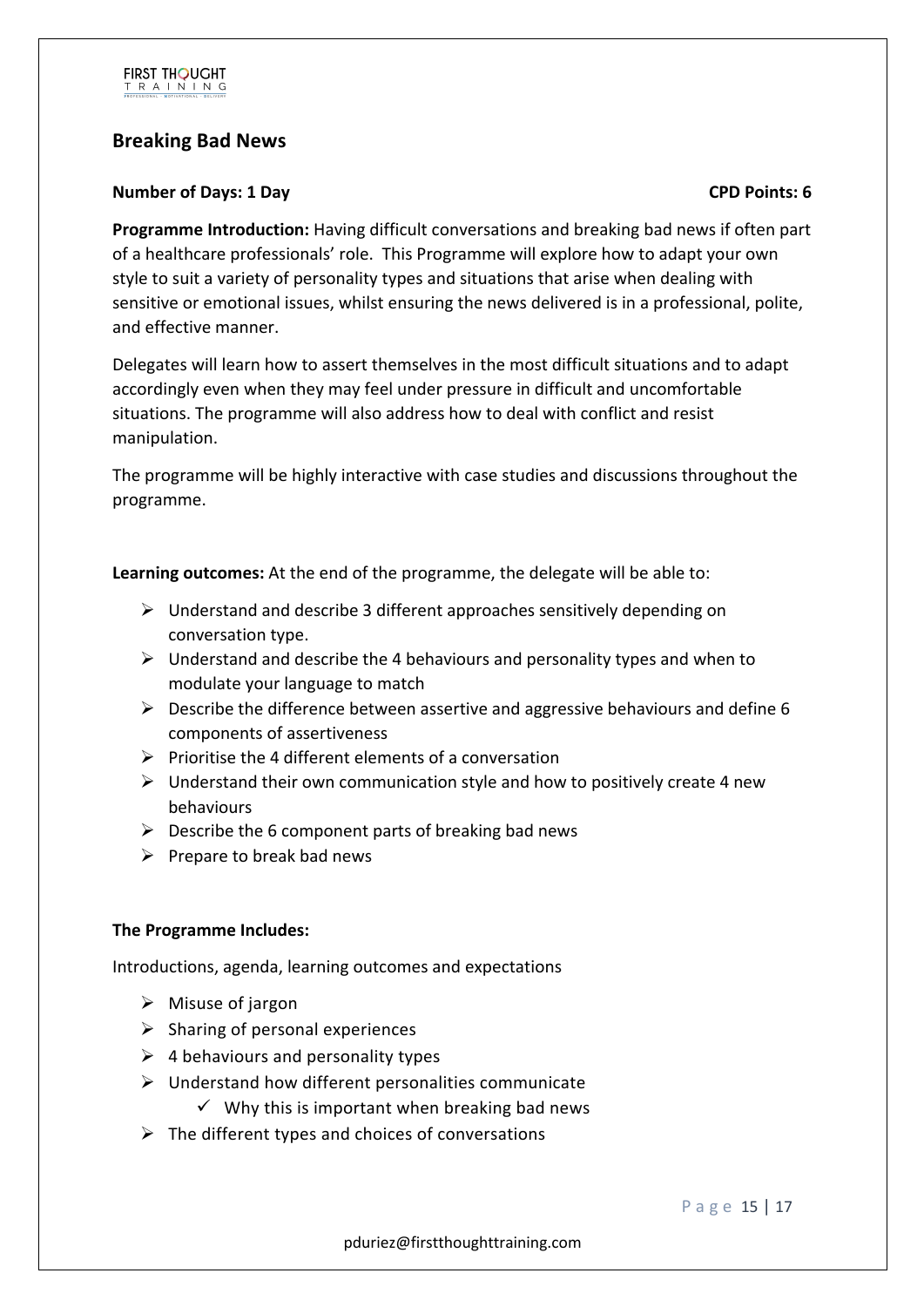## Breaking Bad News

**Number of Days: 1 Day** **CPD Points: 6**

**Programme Introduction:** Having difficult conversations and breaking bad news if often part of a healthcare professionals' role. This Programme will explore how to adapt your own style to suit a variety of personality types and situations that arise when dealing with sensitive or emotional issues, whilst ensuring the news delivered is in a professional, polite, and effective manner.

Delegates will learn how to assert themselves in the most difficult situations and to adapt accordingly even when they may feel under pressure in difficult and uncomfortable situations. The programme will also address how to deal with conflict and resist manipulation.

The programme will be highly interactive with case studies and discussions throughout the programme.

**Learning outcomes:** At the end of the programme, the delegate will be able to:

- Understand and describe 3 different approaches sensitively depending on conversation type.
- Understand and describe the 4 behaviours and personality types and when to modulate your language to match
- Describe the difference between assertive and aggressive behaviours and define 6 components of assertiveness
- Prioritise the 4 different elements of a conversation
- Understand their own communication style and how to positively create 4 new behaviours
- Describe the 6 component parts of breaking bad news
- Prepare to break bad news

**The Programme Includes:**

Introductions, agenda, learning outcomes and expectations

- Misuse of jargon
- Sharing of personal experiences
- 4 behaviours and personality types
- Understand how different personalities communicate
  - Why this is important when breaking bad news
- The different types and choices of conversations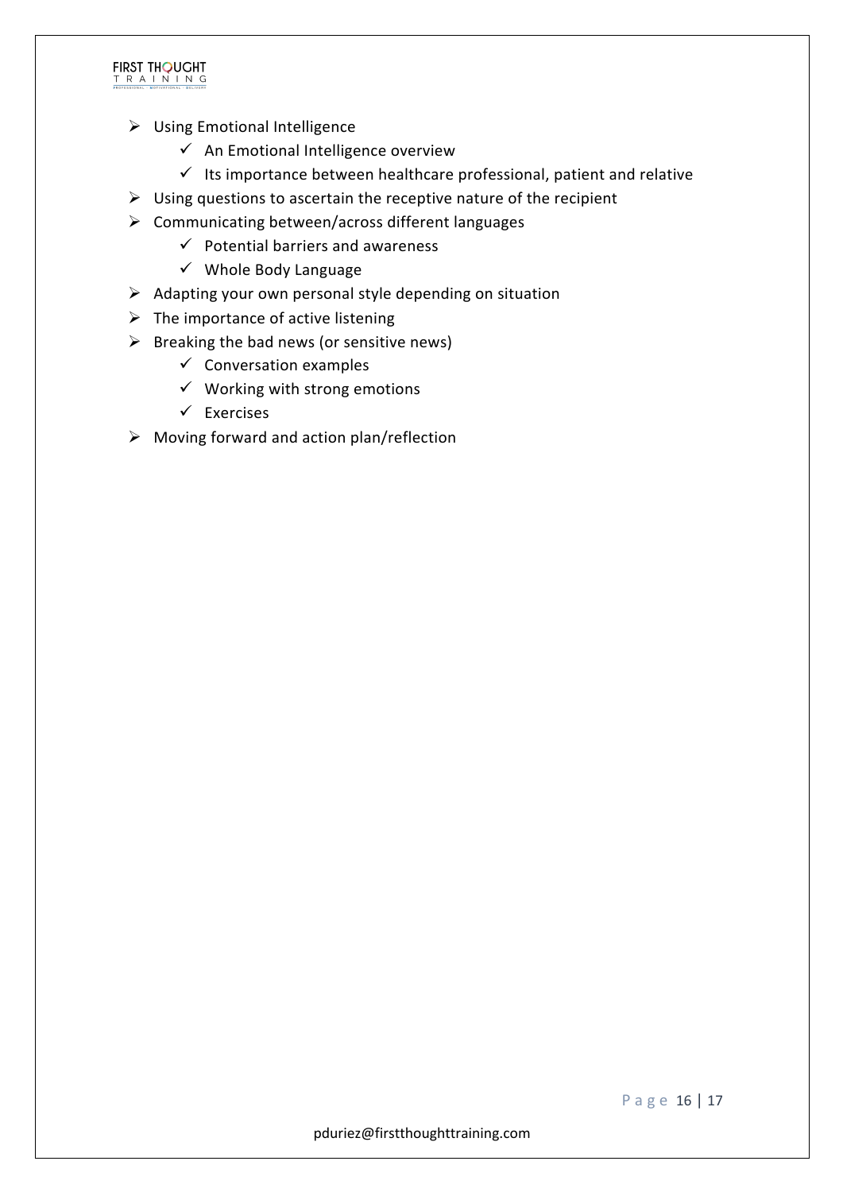- Using Emotional Intelligence
  - An Emotional Intelligence overview
  - Its importance between healthcare professional, patient and relative
- Using questions to ascertain the receptive nature of the recipient
- Communicating between/across different languages
  - Potential barriers and awareness
  - Whole Body Language
- Adapting your own personal style depending on situation
- The importance of active listening
- Breaking the bad news (or sensitive news)
  - Conversation examples
  - Working with strong emotions
  - Exercises
- Moving forward and action plan/reflection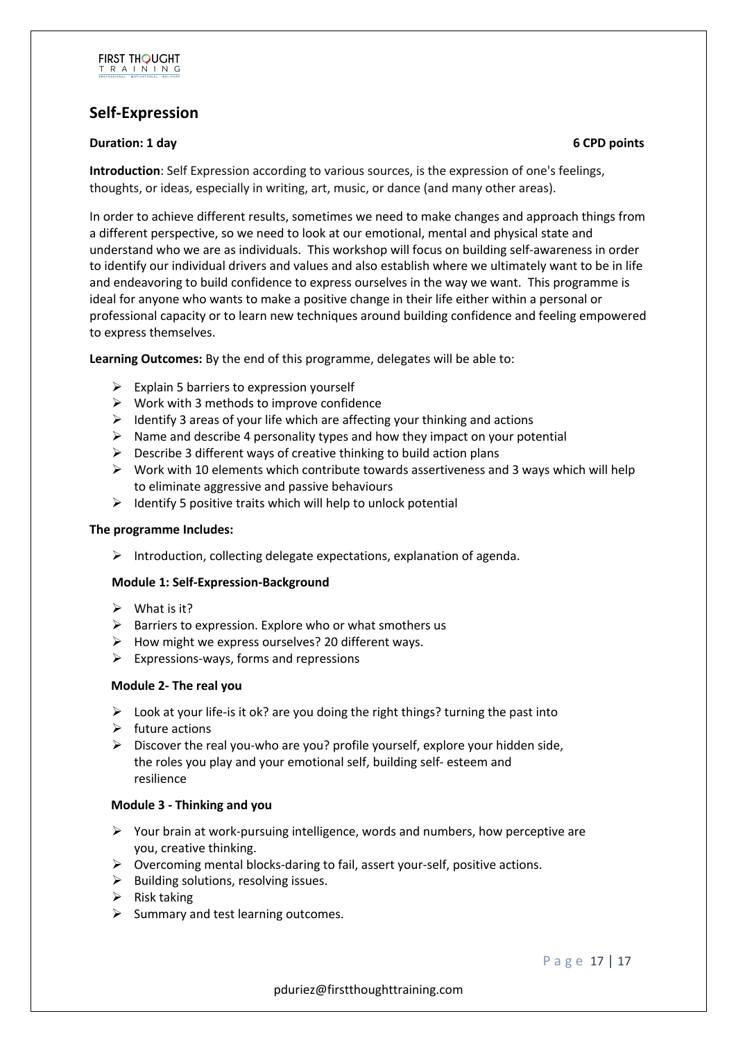## Self-Expression

**Duration: 1 day** **6 CPD points**

**Introduction**: Self Expression according to various sources, is the expression of one's feelings, thoughts, or ideas, especially in writing, art, music, or dance (and many other areas).

In order to achieve different results, sometimes we need to make changes and approach things from a different perspective, so we need to look at our emotional, mental and physical state and understand who we are as individuals. This workshop will focus on building self-awareness in order to identify our individual drivers and values and also establish where we ultimately want to be in life and endeavoring to build confidence to express ourselves in the way we want. This programme is ideal for anyone who wants to make a positive change in their life either within a personal or professional capacity or to learn new techniques around building confidence and feeling empowered to express themselves.

**Learning Outcomes:** By the end of this programme, delegates will be able to:

- Explain 5 barriers to expression yourself
- Work with 3 methods to improve confidence
- Identify 3 areas of your life which are affecting your thinking and actions
- Name and describe 4 personality types and how they impact on your potential
- Describe 3 different ways of creative thinking to build action plans
- Work with 10 elements which contribute towards assertiveness and 3 ways which will help to eliminate aggressive and passive behaviours
- Identify 5 positive traits which will help to unlock potential

**The programme Includes:**

- Introduction, collecting delegate expectations, explanation of agenda.

**Module 1: Self-Expression-Background**

- What is it?
- Barriers to expression. Explore who or what smothers us
- How might we express ourselves? 20 different ways.
- Expressions-ways, forms and repressions

**Module 2- The real you**

- Look at your life-is it ok? are you doing the right things? turning the past into
- future actions
- Discover the real you-who are you? profile yourself, explore your hidden side, the roles you play and your emotional self, building self- esteem and resilience

**Module 3 - Thinking and you**

- Your brain at work-pursuing intelligence, words and numbers, how perceptive are you, creative thinking.
- Overcoming mental blocks-daring to fail, assert your-self, positive actions.
- Building solutions, resolving issues.
- Risk taking
- Summary and test learning outcomes.

pduriez@firstthoughttraining.com